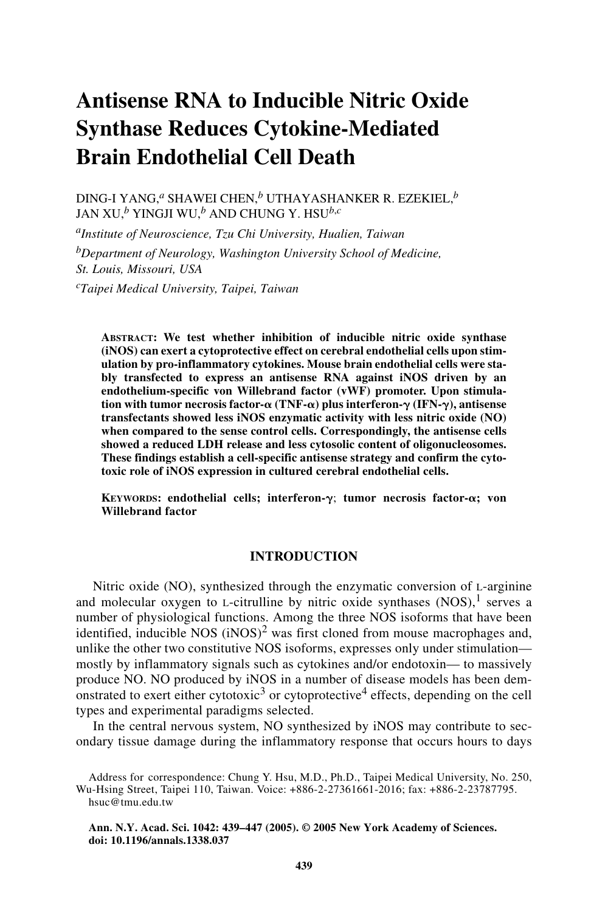# Antisense RNA to Inducible Nitric Oxide Synthase Reduces Cytokine-Mediated Brain Endothelial Cell Death

DING-I YANG,[a] SHAWEI CHEN,[b] UTHAYASHANKER R. EZEKIEL,[b] JAN XU,[b] YINGJI WU,[b] AND CHUNG Y. HSU[b,c]

[a]*Institute of Neuroscience, Tzu Chi University, Hualien, Taiwan*

[b]*Department of Neurology, Washington University School of Medicine, St. Louis, Missouri, USA*

[c]*Taipei Medical University, Taipei, Taiwan*

**ABSTRACT: We test whether inhibition of inducible nitric oxide synthase (iNOS) can exert a cytoprotective effect on cerebral endothelial cells upon stimulation by pro-inflammatory cytokines. Mouse brain endothelial cells were stably transfected to express an antisense RNA against iNOS driven by an endothelium-specific von Willebrand factor (vWF) promoter. Upon stimulation with tumor necrosis factor-α (TNF-α) plus interferon-γ (IFN-γ), antisense transfectants showed less iNOS enzymatic activity with less nitric oxide (NO) when compared to the sense control cells. Correspondingly, the antisense cells showed a reduced LDH release and less cytosolic content of oligonucleosomes. These findings establish a cell-specific antisense strategy and confirm the cytotoxic role of iNOS expression in cultured cerebral endothelial cells.**

**KEYWORDS: endothelial cells; interferon-γ; tumor necrosis factor-α; von Willebrand factor**

## INTRODUCTION

Nitric oxide (NO), synthesized through the enzymatic conversion of L-arginine and molecular oxygen to L-citrulline by nitric oxide synthases (NOS),[1] serves a number of physiological functions. Among the three NOS isoforms that have been identified, inducible NOS (iNOS)[2] was first cloned from mouse macrophages and, unlike the other two constitutive NOS isoforms, expresses only under stimulation—mostly by inflammatory signals such as cytokines and/or endotoxin— to massively produce NO. NO produced by iNOS in a number of disease models has been demonstrated to exert either cytotoxic[3] or cytoprotective[4] effects, depending on the cell types and experimental paradigms selected.

In the central nervous system, NO synthesized by iNOS may contribute to secondary tissue damage during the inflammatory response that occurs hours to days

Address for correspondence: Chung Y. Hsu, M.D., Ph.D., Taipei Medical University, No. 250, Wu-Hsing Street, Taipei 110, Taiwan. Voice: +886-2-27361661-2016; fax: +886-2-23787795. hsuc@tmu.edu.tw

**Ann. N.Y. Acad. Sci. 1042: 439–447 (2005). © 2005 New York Academy of Sciences. doi: 10.1196/annals.1338.037**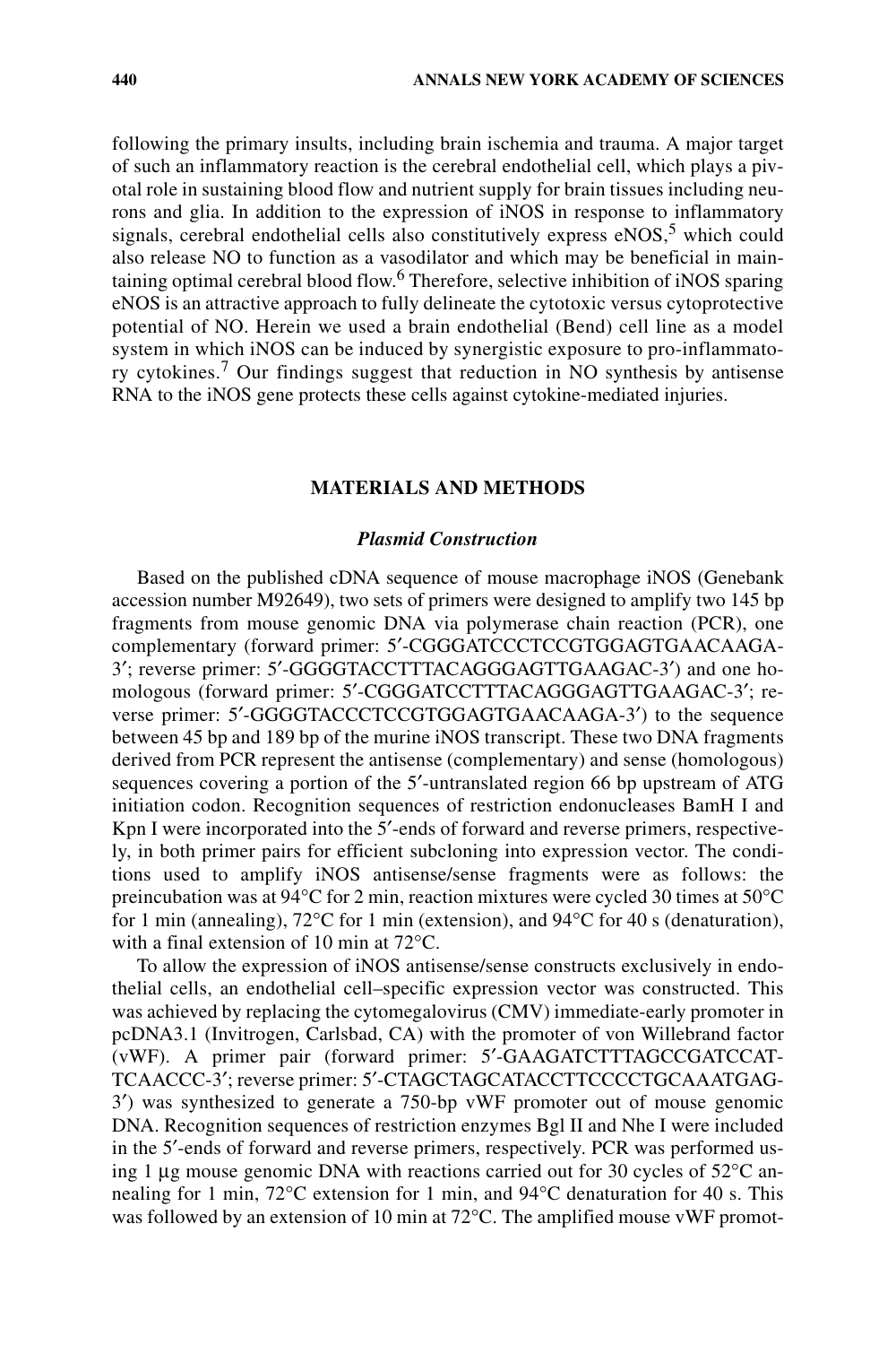following the primary insults, including brain ischemia and trauma. A major target of such an inflammatory reaction is the cerebral endothelial cell, which plays a pivotal role in sustaining blood flow and nutrient supply for brain tissues including neurons and glia. In addition to the expression of iNOS in response to inflammatory signals, cerebral endothelial cells also constitutively express eNOS,[5] which could also release NO to function as a vasodilator and which may be beneficial in maintaining optimal cerebral blood flow.[6] Therefore, selective inhibition of iNOS sparing eNOS is an attractive approach to fully delineate the cytotoxic versus cytoprotective potential of NO. Herein we used a brain endothelial (Bend) cell line as a model system in which iNOS can be induced by synergistic exposure to pro-inflammatory cytokines.[7] Our findings suggest that reduction in NO synthesis by antisense RNA to the iNOS gene protects these cells against cytokine-mediated injuries.

## MATERIALS AND METHODS

### *Plasmid Construction*

Based on the published cDNA sequence of mouse macrophage iNOS (Genebank accession number M92649), two sets of primers were designed to amplify two 145 bp fragments from mouse genomic DNA via polymerase chain reaction (PCR), one complementary (forward primer: 5′-CGGGATCCCTCCGTGGAGTGAACAAGA-3′; reverse primer: 5′-GGGGTACCTTTACAGGGAGTTGAAGAC-3′) and one homologous (forward primer: 5′-CGGGATCCTTTACAGGGAGTTGAAGAC-3′; reverse primer: 5′-GGGGTACCCTCCGTGGAGTGAACAAGA-3′) to the sequence between 45 bp and 189 bp of the murine iNOS transcript. These two DNA fragments derived from PCR represent the antisense (complementary) and sense (homologous) sequences covering a portion of the 5′-untranslated region 66 bp upstream of ATG initiation codon. Recognition sequences of restriction endonucleases BamH I and Kpn I were incorporated into the 5′-ends of forward and reverse primers, respectively, in both primer pairs for efficient subcloning into expression vector. The conditions used to amplify iNOS antisense/sense fragments were as follows: the preincubation was at 94°C for 2 min, reaction mixtures were cycled 30 times at 50°C for 1 min (annealing), 72°C for 1 min (extension), and 94°C for 40 s (denaturation), with a final extension of 10 min at 72°C.

To allow the expression of iNOS antisense/sense constructs exclusively in endothelial cells, an endothelial cell–specific expression vector was constructed. This was achieved by replacing the cytomegalovirus (CMV) immediate-early promoter in pcDNA3.1 (Invitrogen, Carlsbad, CA) with the promoter of von Willebrand factor (vWF). A primer pair (forward primer: 5′-GAAGATCTTTAGCCGATCCATTCAACCC-3′; reverse primer: 5′-CTAGCTAGCATACCTTCCCCTGCAAATGAG-3′) was synthesized to generate a 750-bp vWF promoter out of mouse genomic DNA. Recognition sequences of restriction enzymes Bgl II and Nhe I were included in the 5′-ends of forward and reverse primers, respectively. PCR was performed using 1 µg mouse genomic DNA with reactions carried out for 30 cycles of 52°C annealing for 1 min, 72°C extension for 1 min, and 94°C denaturation for 40 s. This was followed by an extension of 10 min at 72°C. The amplified mouse vWF promot-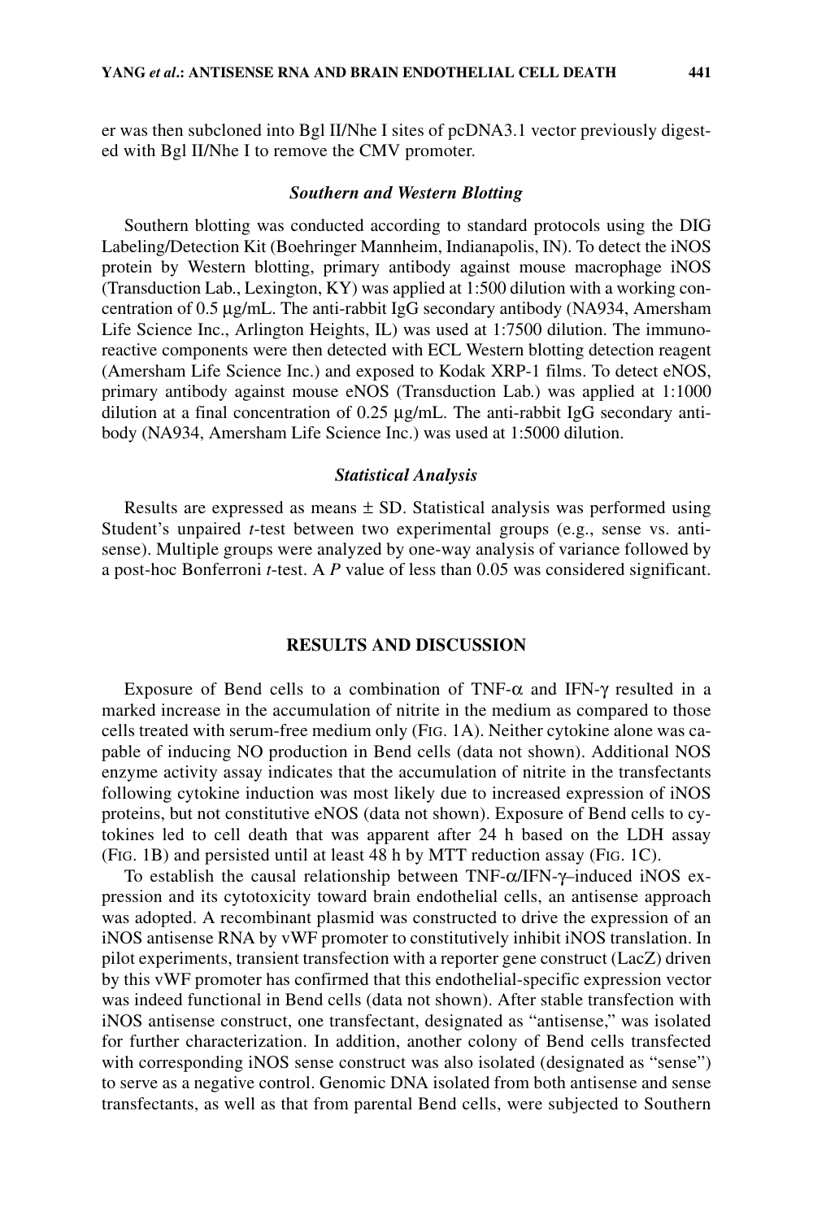er was then subcloned into Bgl II/Nhe I sites of pcDNA3.1 vector previously digested with Bgl II/Nhe I to remove the CMV promoter.

### *Southern and Western Blotting*

Southern blotting was conducted according to standard protocols using the DIG Labeling/Detection Kit (Boehringer Mannheim, Indianapolis, IN). To detect the iNOS protein by Western blotting, primary antibody against mouse macrophage iNOS (Transduction Lab., Lexington, KY) was applied at 1:500 dilution with a working concentration of 0.5 μg/mL. The anti-rabbit IgG secondary antibody (NA934, Amersham Life Science Inc., Arlington Heights, IL) was used at 1:7500 dilution. The immunoreactive components were then detected with ECL Western blotting detection reagent (Amersham Life Science Inc.) and exposed to Kodak XRP-1 films. To detect eNOS, primary antibody against mouse eNOS (Transduction Lab.) was applied at 1:1000 dilution at a final concentration of 0.25 μg/mL. The anti-rabbit IgG secondary antibody (NA934, Amersham Life Science Inc.) was used at 1:5000 dilution.

### *Statistical Analysis*

Results are expressed as means ± SD. Statistical analysis was performed using Student's unpaired *t*-test between two experimental groups (e.g., sense vs. antisense). Multiple groups were analyzed by one-way analysis of variance followed by a post-hoc Bonferroni *t*-test. A *P* value of less than 0.05 was considered significant.

## RESULTS AND DISCUSSION

Exposure of Bend cells to a combination of TNF-α and IFN-γ resulted in a marked increase in the accumulation of nitrite in the medium as compared to those cells treated with serum-free medium only (FIG. 1A). Neither cytokine alone was capable of inducing NO production in Bend cells (data not shown). Additional NOS enzyme activity assay indicates that the accumulation of nitrite in the transfectants following cytokine induction was most likely due to increased expression of iNOS proteins, but not constitutive eNOS (data not shown). Exposure of Bend cells to cytokines led to cell death that was apparent after 24 h based on the LDH assay (FIG. 1B) and persisted until at least 48 h by MTT reduction assay (FIG. 1C).

To establish the causal relationship between TNF-α/IFN-γ–induced iNOS expression and its cytotoxicity toward brain endothelial cells, an antisense approach was adopted. A recombinant plasmid was constructed to drive the expression of an iNOS antisense RNA by vWF promoter to constitutively inhibit iNOS translation. In pilot experiments, transient transfection with a reporter gene construct (LacZ) driven by this vWF promoter has confirmed that this endothelial-specific expression vector was indeed functional in Bend cells (data not shown). After stable transfection with iNOS antisense construct, one transfectant, designated as "antisense," was isolated for further characterization. In addition, another colony of Bend cells transfected with corresponding iNOS sense construct was also isolated (designated as "sense") to serve as a negative control. Genomic DNA isolated from both antisense and sense transfectants, as well as that from parental Bend cells, were subjected to Southern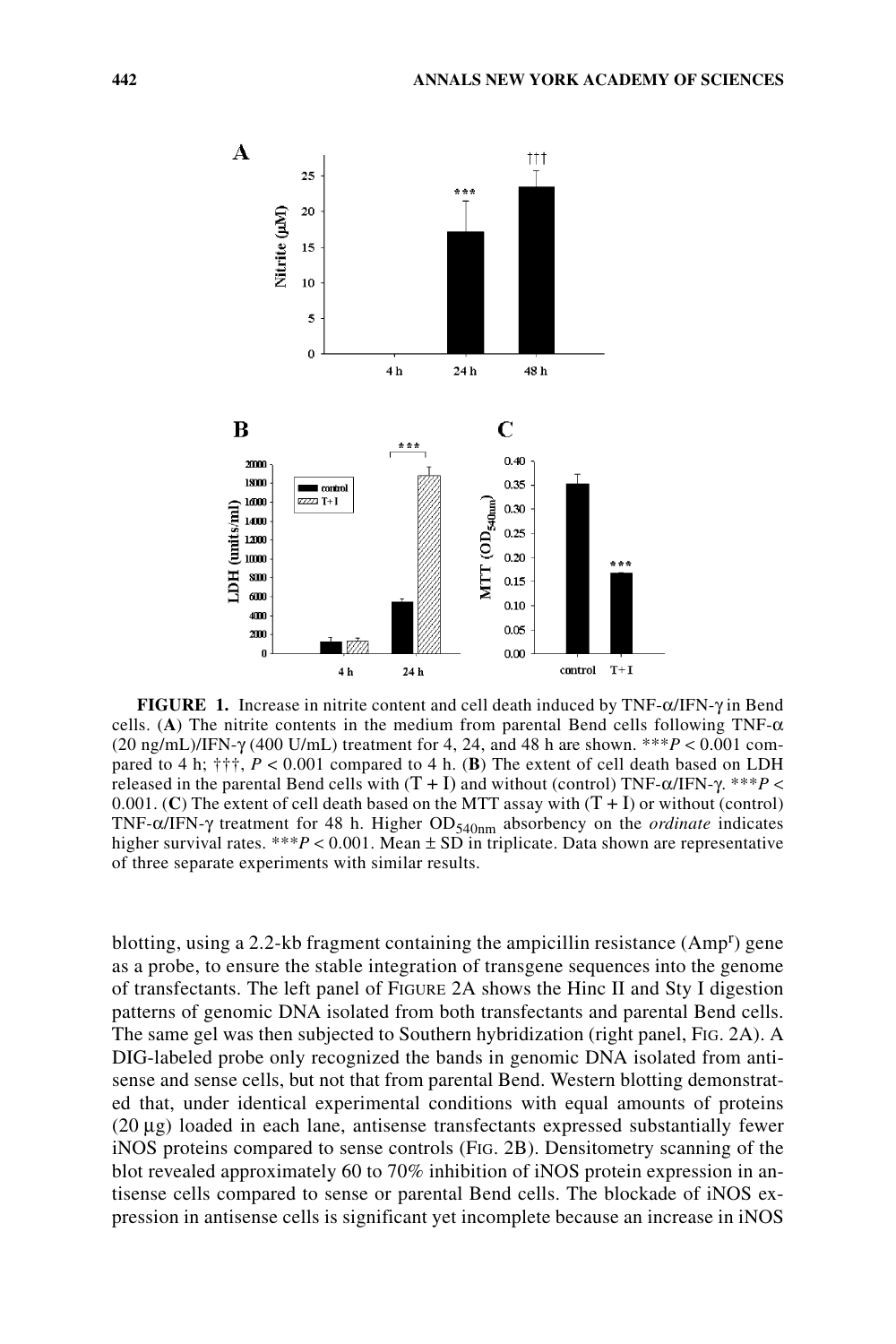**FIGURE 1.** Increase in nitrite content and cell death induced by TNF-α/IFN-γ in Bend cells. (**A**) The nitrite contents in the medium from parental Bend cells following TNF-α (20 ng/mL)/IFN-γ (400 U/mL) treatment for 4, 24, and 48 h are shown. ***$P < 0.001$ compared to 4 h; †††, $P < 0.001$ compared to 4 h. (**B**) The extent of cell death based on LDH released in the parental Bend cells with (T + I) and without (control) TNF-α/IFN-γ. ***$P < 0.001$. (**C**) The extent of cell death based on the MTT assay with (T + I) or without (control) TNF-α/IFN-γ treatment for 48 h. Higher $OD_{540nm}$ absorbency on the *ordinate* indicates higher survival rates. ***$P < 0.001$. Mean ± SD in triplicate. Data shown are representative of three separate experiments with similar results.

blotting, using a 2.2-kb fragment containing the ampicillin resistance ($Amp^r$) gene as a probe, to ensure the stable integration of transgene sequences into the genome of transfectants. The left panel of FIGURE 2A shows the Hinc II and Sty I digestion patterns of genomic DNA isolated from both transfectants and parental Bend cells. The same gel was then subjected to Southern hybridization (right panel, FIG. 2A). A DIG-labeled probe only recognized the bands in genomic DNA isolated from antisense and sense cells, but not that from parental Bend. Western blotting demonstrated that, under identical experimental conditions with equal amounts of proteins (20 μg) loaded in each lane, antisense transfectants expressed substantially fewer iNOS proteins compared to sense controls (FIG. 2B). Densitometry scanning of the blot revealed approximately 60 to 70% inhibition of iNOS protein expression in antisense cells compared to sense or parental Bend cells. The blockade of iNOS expression in antisense cells is significant yet incomplete because an increase in iNOS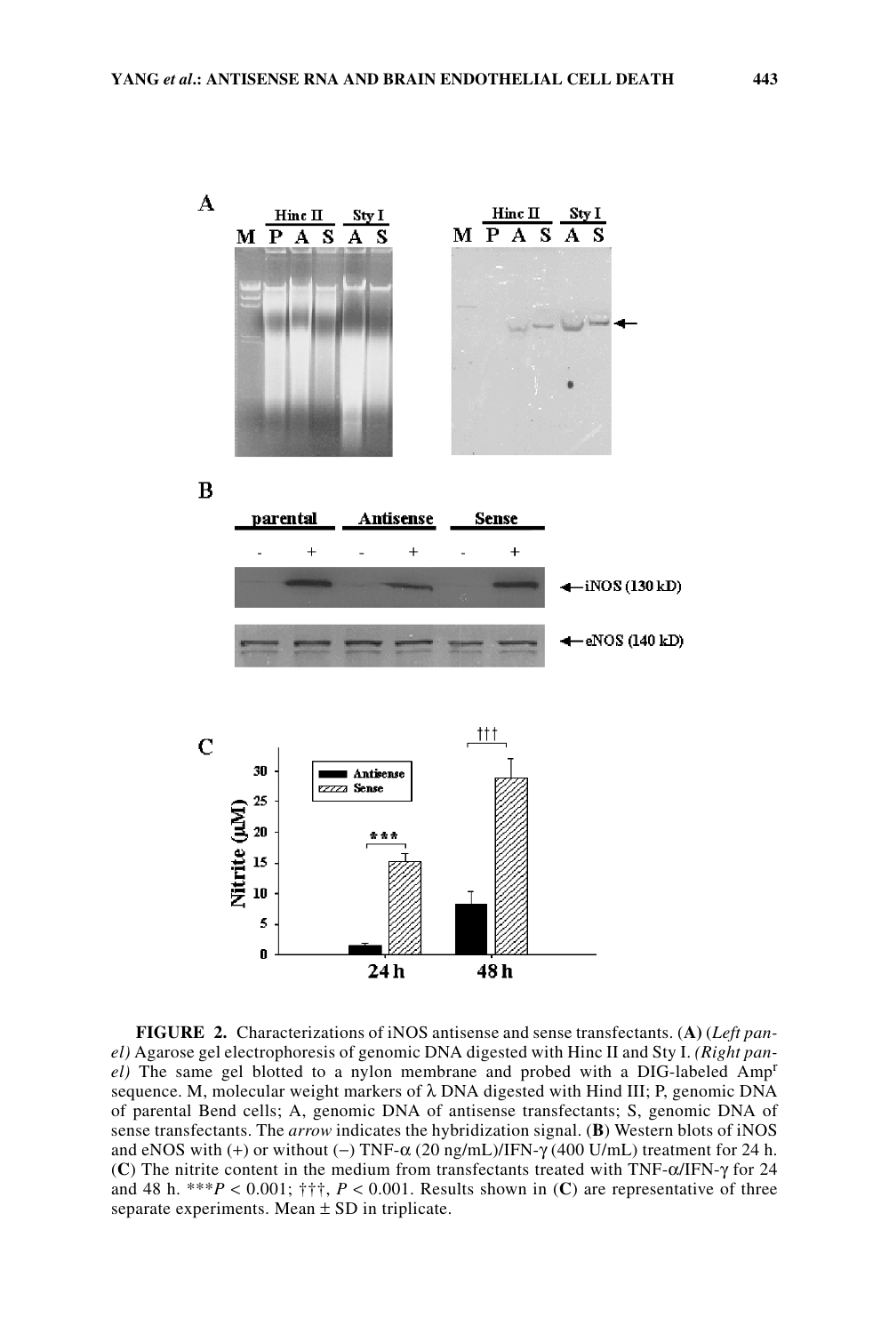**FIGURE 2.** Characterizations of iNOS antisense and sense transfectants. (**A**) (*Left panel)* Agarose gel electrophoresis of genomic DNA digested with Hinc II and Sty I. *(Right panel)* The same gel blotted to a nylon membrane and probed with a DIG-labeled $Amp^r$ sequence. M, molecular weight markers of λ DNA digested with Hind III; P, genomic DNA of parental Bend cells; A, genomic DNA of antisense transfectants; S, genomic DNA of sense transfectants. The *arrow* indicates the hybridization signal. (**B**) Western blots of iNOS and eNOS with (+) or without (−) TNF-α (20 ng/mL)/IFN-γ (400 U/mL) treatment for 24 h. (**C**) The nitrite content in the medium from transfectants treated with TNF-α/IFN-γ for 24 and 48 h. ***$P < 0.001$; †††, $P < 0.001$. Results shown in (**C**) are representative of three separate experiments. Mean ± SD in triplicate.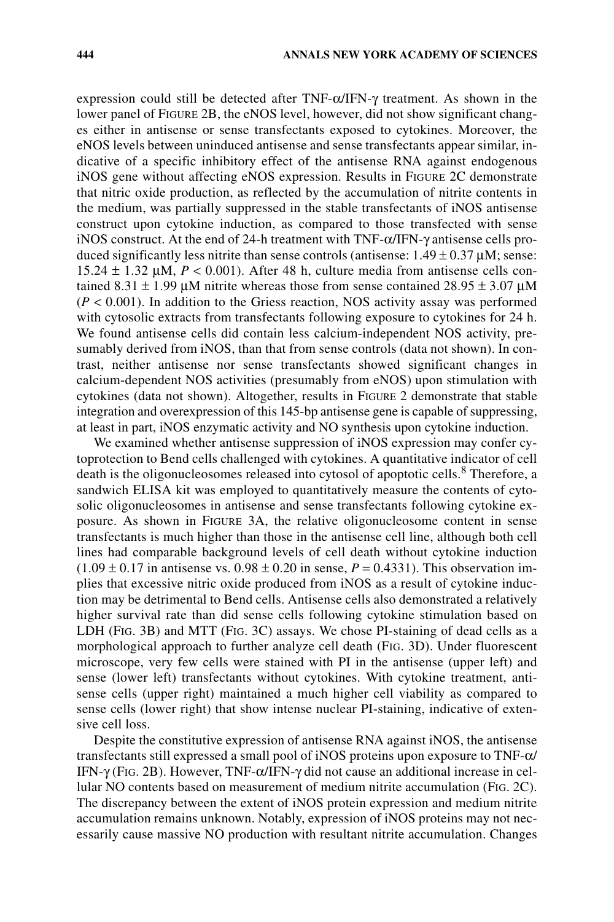expression could still be detected after TNF-$\alpha$/IFN-$\gamma$ treatment. As shown in the lower panel of FIGURE 2B, the eNOS level, however, did not show significant changes either in antisense or sense transfectants exposed to cytokines. Moreover, the eNOS levels between uninduced antisense and sense transfectants appear similar, indicative of a specific inhibitory effect of the antisense RNA against endogenous iNOS gene without affecting eNOS expression. Results in FIGURE 2C demonstrate that nitric oxide production, as reflected by the accumulation of nitrite contents in the medium, was partially suppressed in the stable transfectants of iNOS antisense construct upon cytokine induction, as compared to those transfected with sense iNOS construct. At the end of 24-h treatment with TNF-$\alpha$/IFN-$\gamma$ antisense cells produced significantly less nitrite than sense controls (antisense: $1.49 \pm 0.37$ µM; sense: $15.24 \pm 1.32$ µM, $P < 0.001$). After 48 h, culture media from antisense cells contained $8.31 \pm 1.99$ µM nitrite whereas those from sense contained $28.95 \pm 3.07$ µM ($P < 0.001$). In addition to the Griess reaction, NOS activity assay was performed with cytosolic extracts from transfectants following exposure to cytokines for 24 h. We found antisense cells did contain less calcium-independent NOS activity, presumably derived from iNOS, than that from sense controls (data not shown). In contrast, neither antisense nor sense transfectants showed significant changes in calcium-dependent NOS activities (presumably from eNOS) upon stimulation with cytokines (data not shown). Altogether, results in FIGURE 2 demonstrate that stable integration and overexpression of this 145-bp antisense gene is capable of suppressing, at least in part, iNOS enzymatic activity and NO synthesis upon cytokine induction.

We examined whether antisense suppression of iNOS expression may confer cytoprotection to Bend cells challenged with cytokines. A quantitative indicator of cell death is the oligonucleosomes released into cytosol of apoptotic cells.[8] Therefore, a sandwich ELISA kit was employed to quantitatively measure the contents of cytosolic oligonucleosomes in antisense and sense transfectants following cytokine exposure. As shown in FIGURE 3A, the relative oligonucleosome content in sense transfectants is much higher than those in the antisense cell line, although both cell lines had comparable background levels of cell death without cytokine induction ($1.09 \pm 0.17$ in antisense vs. $0.98 \pm 0.20$ in sense, $P = 0.4331$). This observation implies that excessive nitric oxide produced from iNOS as a result of cytokine induction may be detrimental to Bend cells. Antisense cells also demonstrated a relatively higher survival rate than did sense cells following cytokine stimulation based on LDH (FIG. 3B) and MTT (FIG. 3C) assays. We chose PI-staining of dead cells as a morphological approach to further analyze cell death (FIG. 3D). Under fluorescent microscope, very few cells were stained with PI in the antisense (upper left) and sense (lower left) transfectants without cytokines. With cytokine treatment, antisense cells (upper right) maintained a much higher cell viability as compared to sense cells (lower right) that show intense nuclear PI-staining, indicative of extensive cell loss.

Despite the constitutive expression of antisense RNA against iNOS, the antisense transfectants still expressed a small pool of iNOS proteins upon exposure to TNF-$\alpha$/IFN-$\gamma$ (FIG. 2B). However, TNF-$\alpha$/IFN-$\gamma$ did not cause an additional increase in cellular NO contents based on measurement of medium nitrite accumulation (FIG. 2C). The discrepancy between the extent of iNOS protein expression and medium nitrite accumulation remains unknown. Notably, expression of iNOS proteins may not necessarily cause massive NO production with resultant nitrite accumulation. Changes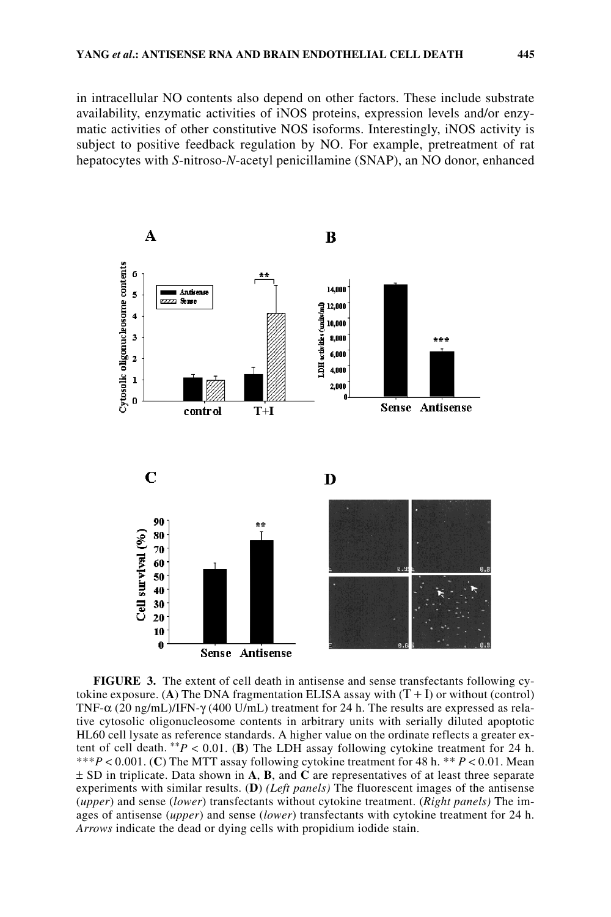in intracellular NO contents also depend on other factors. These include substrate availability, enzymatic activities of iNOS proteins, expression levels and/or enzymatic activities of other constitutive NOS isoforms. Interestingly, iNOS activity is subject to positive feedback regulation by NO. For example, pretreatment of rat hepatocytes with *S*-nitroso-*N*-acetyl penicillamine (SNAP), an NO donor, enhanced

**FIGURE 3.** The extent of cell death in antisense and sense transfectants following cytokine exposure. (**A**) The DNA fragmentation ELISA assay with (T + I) or without (control) TNF-α (20 ng/mL)/IFN-γ (400 U/mL) treatment for 24 h. The results are expressed as relative cytosolic oligonucleosome contents in arbitrary units with serially diluted apoptotic HL60 cell lysate as reference standards. A higher value on the ordinate reflects a greater extent of cell death. $^{**}P < 0.01$. (**B**) The LDH assay following cytokine treatment for 24 h. $^{***}P < 0.001$. (**C**) The MTT assay following cytokine treatment for 48 h. $^{**}P < 0.01$. Mean ± SD in triplicate. Data shown in **A**, **B**, and **C** are representatives of at least three separate experiments with similar results. (**D**) *(Left panels)* The fluorescent images of the antisense (*upper*) and sense (*lower*) transfectants without cytokine treatment. (*Right panels)* The images of antisense (*upper*) and sense (*lower*) transfectants with cytokine treatment for 24 h. *Arrows* indicate the dead or dying cells with propidium iodide stain.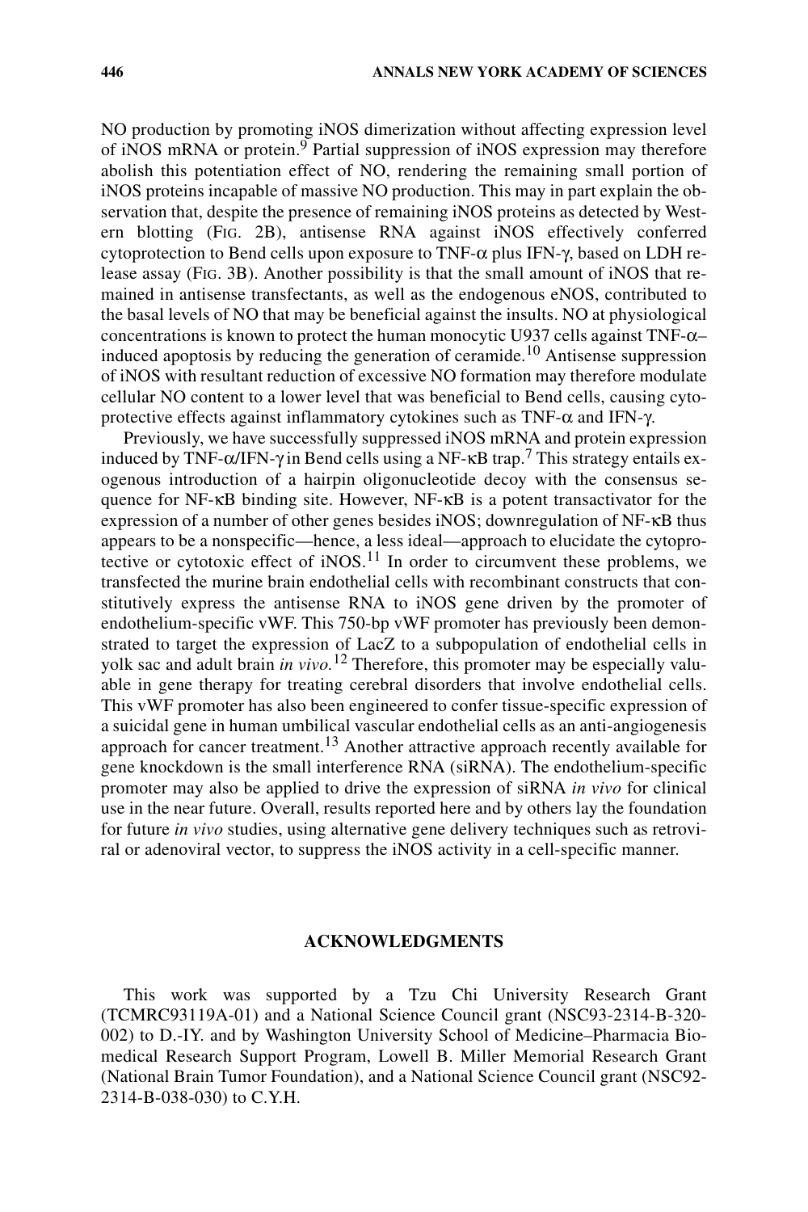NO production by promoting iNOS dimerization without affecting expression level of iNOS mRNA or protein.[9] Partial suppression of iNOS expression may therefore abolish this potentiation effect of NO, rendering the remaining small portion of iNOS proteins incapable of massive NO production. This may in part explain the observation that, despite the presence of remaining iNOS proteins as detected by Western blotting (FIG. 2B), antisense RNA against iNOS effectively conferred cytoprotection to Bend cells upon exposure to TNF-α plus IFN-γ, based on LDH release assay (FIG. 3B). Another possibility is that the small amount of iNOS that remained in antisense transfectants, as well as the endogenous eNOS, contributed to the basal levels of NO that may be beneficial against the insults. NO at physiological concentrations is known to protect the human monocytic U937 cells against TNF-α–induced apoptosis by reducing the generation of ceramide.[10] Antisense suppression of iNOS with resultant reduction of excessive NO formation may therefore modulate cellular NO content to a lower level that was beneficial to Bend cells, causing cytoprotective effects against inflammatory cytokines such as TNF-α and IFN-γ.

Previously, we have successfully suppressed iNOS mRNA and protein expression induced by TNF-α/IFN-γ in Bend cells using a NF-κB trap.[7] This strategy entails exogenous introduction of a hairpin oligonucleotide decoy with the consensus sequence for NF-κB binding site. However, NF-κB is a potent transactivator for the expression of a number of other genes besides iNOS; downregulation of NF-κB thus appears to be a nonspecific—hence, a less ideal—approach to elucidate the cytoprotective or cytotoxic effect of iNOS.[11] In order to circumvent these problems, we transfected the murine brain endothelial cells with recombinant constructs that constitutively express the antisense RNA to iNOS gene driven by the promoter of endothelium-specific vWF. This 750-bp vWF promoter has previously been demonstrated to target the expression of LacZ to a subpopulation of endothelial cells in yolk sac and adult brain *in vivo*.[12] Therefore, this promoter may be especially valuable in gene therapy for treating cerebral disorders that involve endothelial cells. This vWF promoter has also been engineered to confer tissue-specific expression of a suicidal gene in human umbilical vascular endothelial cells as an anti-angiogenesis approach for cancer treatment.[13] Another attractive approach recently available for gene knockdown is the small interference RNA (siRNA). The endothelium-specific promoter may also be applied to drive the expression of siRNA *in vivo* for clinical use in the near future. Overall, results reported here and by others lay the foundation for future *in vivo* studies, using alternative gene delivery techniques such as retroviral or adenoviral vector, to suppress the iNOS activity in a cell-specific manner.

## ACKNOWLEDGMENTS

This work was supported by a Tzu Chi University Research Grant (TCMRC93119A-01) and a National Science Council grant (NSC93-2314-B-320-002) to D.-IY. and by Washington University School of Medicine–Pharmacia Biomedical Research Support Program, Lowell B. Miller Memorial Research Grant (National Brain Tumor Foundation), and a National Science Council grant (NSC92-2314-B-038-030) to C.Y.H.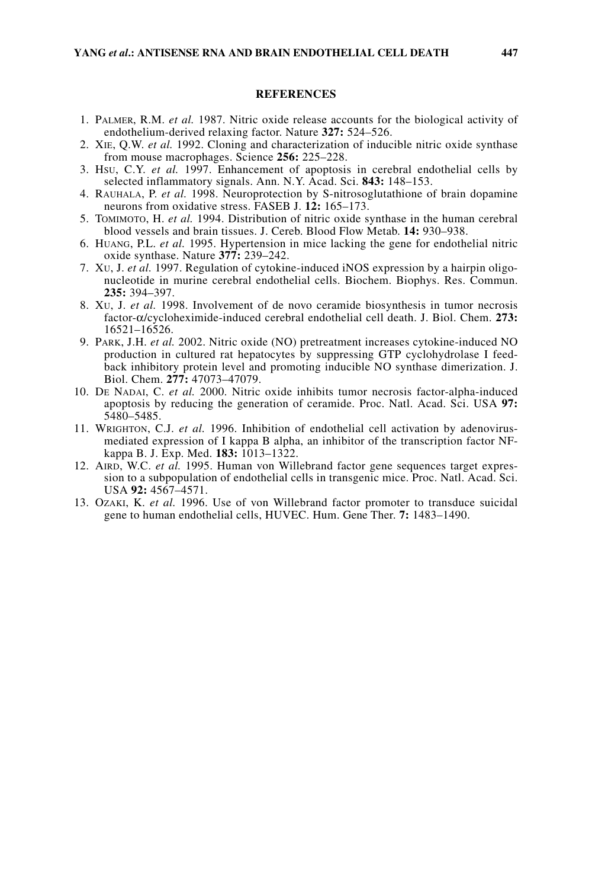## REFERENCES

1. Palmer, R.M. *et al.* 1987. Nitric oxide release accounts for the biological activity of endothelium-derived relaxing factor. Nature **327:** 524–526.
2. Xie, Q.W. *et al.* 1992. Cloning and characterization of inducible nitric oxide synthase from mouse macrophages. Science **256:** 225–228.
3. Hsu, C.Y. *et al.* 1997. Enhancement of apoptosis in cerebral endothelial cells by selected inflammatory signals. Ann. N.Y. Acad. Sci. **843:** 148–153.
4. Rauhala, P. *et al.* 1998. Neuroprotection by S-nitrosoglutathione of brain dopamine neurons from oxidative stress. FASEB J. **12:** 165–173.
5. Tomimoto, H. *et al.* 1994. Distribution of nitric oxide synthase in the human cerebral blood vessels and brain tissues. J. Cereb. Blood Flow Metab. **14:** 930–938.
6. Huang, P.L. *et al.* 1995. Hypertension in mice lacking the gene for endothelial nitric oxide synthase. Nature **377:** 239–242.
7. Xu, J. *et al.* 1997. Regulation of cytokine-induced iNOS expression by a hairpin oligonucleotide in murine cerebral endothelial cells. Biochem. Biophys. Res. Commun. **235:** 394–397.
8. Xu, J. *et al.* 1998. Involvement of de novo ceramide biosynthesis in tumor necrosis factor-α/cycloheximide-induced cerebral endothelial cell death. J. Biol. Chem. **273:** 16521–16526.
9. Park, J.H. *et al.* 2002. Nitric oxide (NO) pretreatment increases cytokine-induced NO production in cultured rat hepatocytes by suppressing GTP cyclohydrolase I feedback inhibitory protein level and promoting inducible NO synthase dimerization. J. Biol. Chem. **277:** 47073–47079.
10. De Nadai, C. *et al.* 2000. Nitric oxide inhibits tumor necrosis factor-alpha-induced apoptosis by reducing the generation of ceramide. Proc. Natl. Acad. Sci. USA **97:** 5480–5485.
11. Wrighton, C.J. *et al.* 1996. Inhibition of endothelial cell activation by adenovirus-mediated expression of I kappa B alpha, an inhibitor of the transcription factor NF-kappa B. J. Exp. Med. **183:** 1013–1322.
12. Aird, W.C. *et al.* 1995. Human von Willebrand factor gene sequences target expression to a subpopulation of endothelial cells in transgenic mice. Proc. Natl. Acad. Sci. USA **92:** 4567–4571.
13. Ozaki, K. *et al.* 1996. Use of von Willebrand factor promoter to transduce suicidal gene to human endothelial cells, HUVEC. Hum. Gene Ther. **7:** 1483–1490.